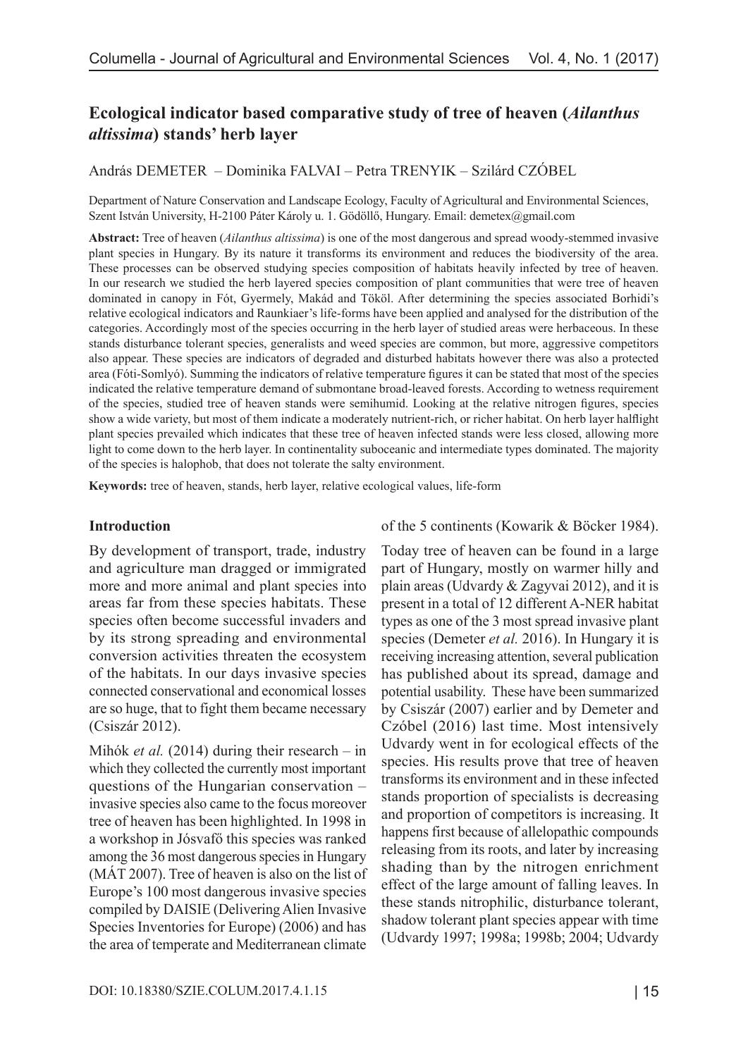# Ecological indicator based comparative study of tree of heaven (*Ailanthus altissima*) stands' herb layer

András DEMETER – Dominika FALVAI – Petra TRENYIK – Szilárd CZÓBEL

Department of Nature Conservation and Landscape Ecology, Faculty of Agricultural and Environmental Sciences, Szent István University, H-2100 Páter Károly u. 1. Gödöllő, Hungary. Email: demetex@gmail.com

**Abstract:** Tree of heaven (*Ailanthus altissima*) is one of the most dangerous and spread woody-stemmed invasive plant species in Hungary. By its nature it transforms its environment and reduces the biodiversity of the area. These processes can be observed studying species composition of habitats heavily infected by tree of heaven. In our research we studied the herb layered species composition of plant communities that were tree of heaven dominated in canopy in Fót, Gyermely, Makád and Tököl. After determining the species associated Borhidi's relative ecological indicators and Raunkiaer's life-forms have been applied and analysed for the distribution of the categories. Accordingly most of the species occurring in the herb layer of studied areas were herbaceous. In these stands disturbance tolerant species, generalists and weed species are common, but more, aggressive competitors also appear. These species are indicators of degraded and disturbed habitats however there was also a protected area (Fóti-Somlyó). Summing the indicators of relative temperature figures it can be stated that most of the species indicated the relative temperature demand of submontane broad-leaved forests. According to wetness requirement of the species, studied tree of heaven stands were semihumid. Looking at the relative nitrogen figures, species show a wide variety, but most of them indicate a moderately nutrient-rich, or richer habitat. On herb layer halflight plant species prevailed which indicates that these tree of heaven infected stands were less closed, allowing more light to come down to the herb layer. In continentality suboceanic and intermediate types dominated. The majority of the species is halophob, that does not tolerate the salty environment.

**Keywords:** tree of heaven, stands, herb layer, relative ecological values, life-form

## Introduction

By development of transport, trade, industry and agriculture man dragged or immigrated more and more animal and plant species into areas far from these species habitats. These species often become successful invaders and by its strong spreading and environmental conversion activities threaten the ecosystem of the habitats. In our days invasive species connected conservational and economical losses are so huge, that to fight them became necessary (Csiszár 2012).

Mihók *et al.* (2014) during their research – in which they collected the currently most important questions of the Hungarian conservation – invasive species also came to the focus moreover tree of heaven has been highlighted. In 1998 in a workshop in Jósvafő this species was ranked among the 36 most dangerous species in Hungary (MÁT 2007). Tree of heaven is also on the list of Europe's 100 most dangerous invasive species compiled by DAISIE (Delivering Alien Invasive Species Inventories for Europe) (2006) and has the area of temperate and Mediterranean climate of the 5 continents (Kowarik & Böcker 1984).

Today tree of heaven can be found in a large part of Hungary, mostly on warmer hilly and plain areas (Udvardy & Zagyvai 2012), and it is present in a total of 12 different A-NER habitat types as one of the 3 most spread invasive plant species (Demeter *et al.* 2016). In Hungary it is receiving increasing attention, several publication has published about its spread, damage and potential usability. These have been summarized by Csiszár (2007) earlier and by Demeter and Czóbel (2016) last time. Most intensively Udvardy went in for ecological effects of the species. His results prove that tree of heaven transforms its environment and in these infected stands proportion of specialists is decreasing and proportion of competitors is increasing. It happens first because of allelopathic compounds releasing from its roots, and later by increasing shading than by the nitrogen enrichment effect of the large amount of falling leaves. In these stands nitrophilic, disturbance tolerant, shadow tolerant plant species appear with time (Udvardy 1997; 1998a; 1998b; 2004; Udvardy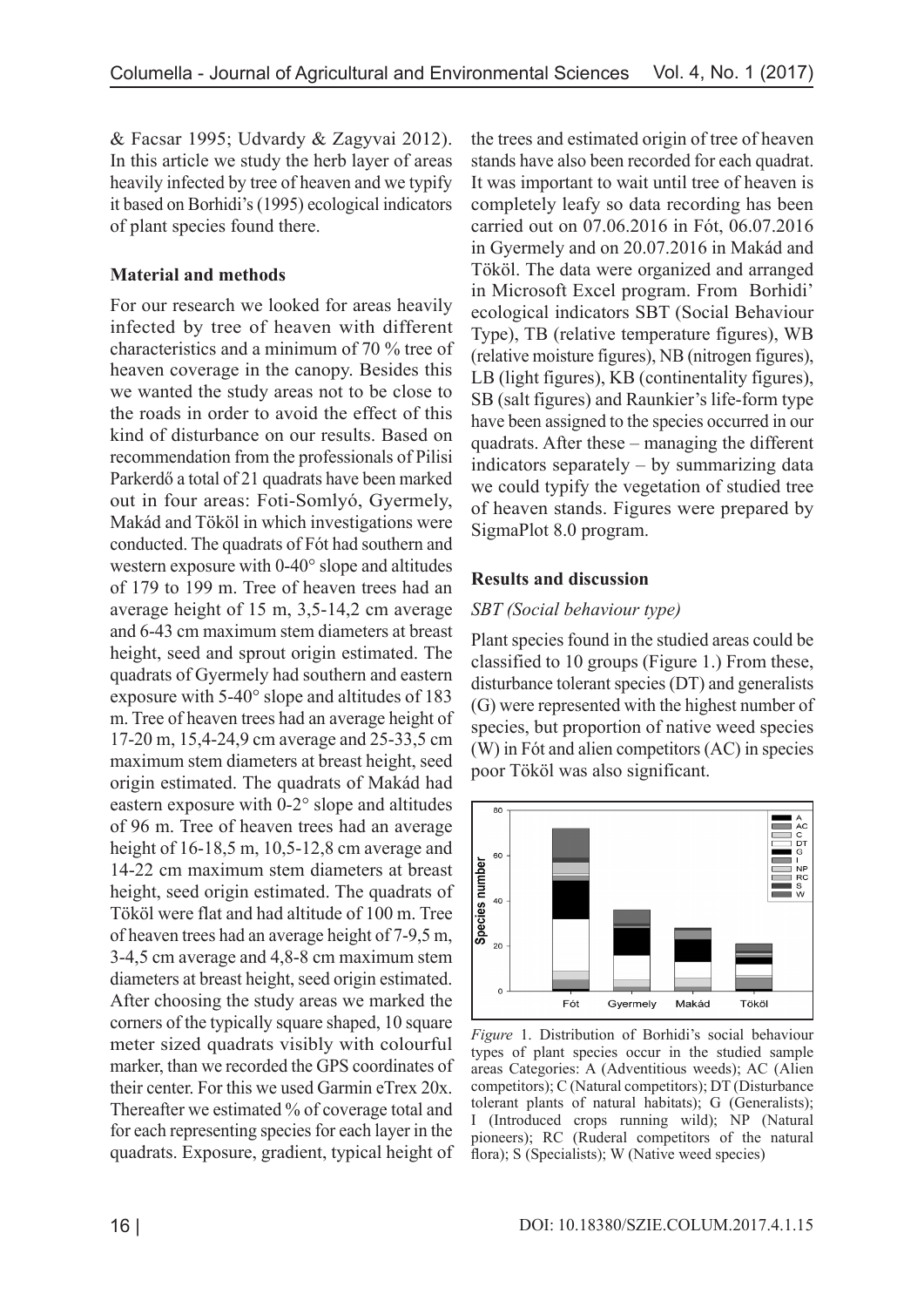& Facsar 1995; Udvardy & Zagyvai 2012). In this article we study the herb layer of areas heavily infected by tree of heaven and we typify it based on Borhidi's (1995) ecological indicators of plant species found there.

## Material and methods

For our research we looked for areas heavily infected by tree of heaven with different characteristics and a minimum of 70 % tree of heaven coverage in the canopy. Besides this we wanted the study areas not to be close to the roads in order to avoid the effect of this kind of disturbance on our results. Based on recommendation from the professionals of Pilisi Parkerdő a total of 21 quadrats have been marked out in four areas: Foti-Somlyó, Gyermely, Makád and Tököl in which investigations were conducted. The quadrats of Fót had southern and western exposure with 0-40° slope and altitudes of 179 to 199 m. Tree of heaven trees had an average height of 15 m, 3,5-14,2 cm average and 6-43 cm maximum stem diameters at breast height, seed and sprout origin estimated. The quadrats of Gyermely had southern and eastern exposure with 5-40° slope and altitudes of 183 m. Tree of heaven trees had an average height of 17-20 m, 15,4-24,9 cm average and 25-33,5 cm maximum stem diameters at breast height, seed origin estimated. The quadrats of Makád had eastern exposure with 0-2° slope and altitudes of 96 m. Tree of heaven trees had an average height of 16-18,5 m, 10,5-12,8 cm average and 14-22 cm maximum stem diameters at breast height, seed origin estimated. The quadrats of Tököl were flat and had altitude of 100 m. Tree of heaven trees had an average height of 7-9,5 m, 3-4,5 cm average and 4,8-8 cm maximum stem diameters at breast height, seed origin estimated. After choosing the study areas we marked the corners of the typically square shaped, 10 square meter sized quadrats visibly with colourful marker, than we recorded the GPS coordinates of their center. For this we used Garmin eTrex 20x. Thereafter we estimated % of coverage total and for each representing species for each layer in the quadrats. Exposure, gradient, typical height of the trees and estimated origin of tree of heaven stands have also been recorded for each quadrat. It was important to wait until tree of heaven is completely leafy so data recording has been carried out on 07.06.2016 in Fót, 06.07.2016 in Gyermely and on 20.07.2016 in Makád and Tököl. The data were organized and arranged in Microsoft Excel program. From Borhidi' ecological indicators SBT (Social Behaviour Type), TB (relative temperature figures), WB (relative moisture figures), NB (nitrogen figures), LB (light figures), KB (continentality figures), SB (salt figures) and Raunkier's life-form type have been assigned to the species occurred in our quadrats. After these – managing the different indicators separately – by summarizing data we could typify the vegetation of studied tree of heaven stands. Figures were prepared by SigmaPlot 8.0 program.

## Results and discussion

### *SBT (Social behaviour type)*

Plant species found in the studied areas could be classified to 10 groups (Figure 1.) From these, disturbance tolerant species (DT) and generalists (G) were represented with the highest number of species, but proportion of native weed species (W) in Fót and alien competitors (AC) in species poor Tököl was also significant.

*Figure* 1. Distribution of Borhidi's social behaviour types of plant species occur in the studied sample areas Categories: A (Adventitious weeds); AC (Alien competitors); C (Natural competitors); DT (Disturbance tolerant plants of natural habitats); G (Generalists); I (Introduced crops running wild); NP (Natural pioneers); RC (Ruderal competitors of the natural flora); S (Specialists); W (Native weed species)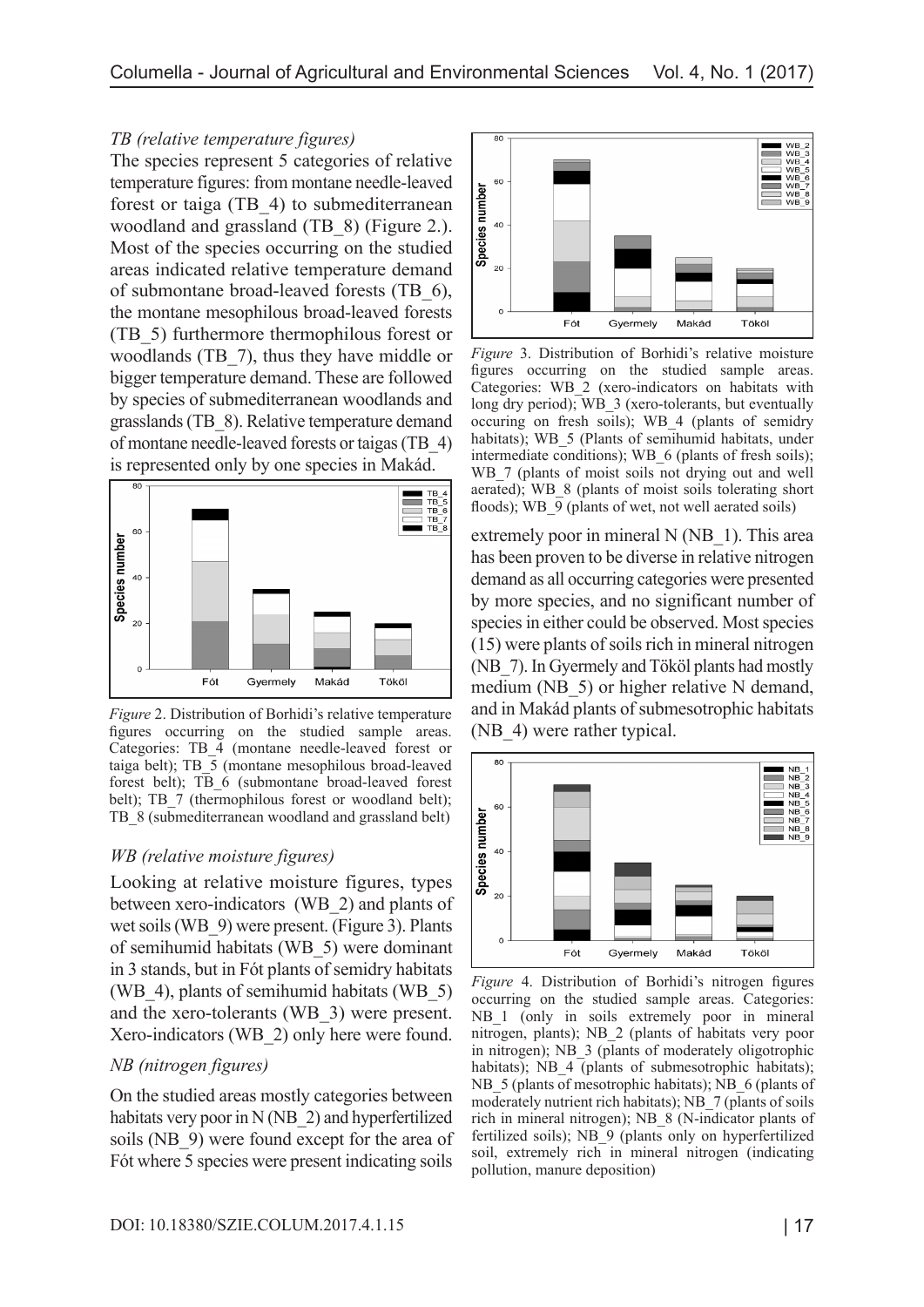### *TB (relative temperature figures)*

The species represent 5 categories of relative temperature figures: from montane needle-leaved forest or taiga (TB_4) to submediterranean woodland and grassland (TB_8) (Figure 2.). Most of the species occurring on the studied areas indicated relative temperature demand of submontane broad-leaved forests (TB_6), the montane mesophilous broad-leaved forests (TB_5) furthermore thermophilous forest or woodlands (TB_7), thus they have middle or bigger temperature demand. These are followed by species of submediterranean woodlands and grasslands (TB_8). Relative temperature demand of montane needle-leaved forests or taigas (TB_4) is represented only by one species in Makád.

*Figure* 2. Distribution of Borhidi's relative temperature figures occurring on the studied sample areas. Categories: TB_4 (montane needle-leaved forest or taiga belt); TB_5 (montane mesophilous broad-leaved forest belt); TB_6 (submontane broad-leaved forest belt); TB_7 (thermophilous forest or woodland belt); TB_8 (submediterranean woodland and grassland belt)

### *WB (relative moisture figures)*

Looking at relative moisture figures, types between xero-indicators (WB_2) and plants of wet soils (WB_9) were present. (Figure 3). Plants of semihumid habitats (WB_5) were dominant in 3 stands, but in Fót plants of semidry habitats (WB_4), plants of semihumid habitats (WB_5) and the xero-tolerants (WB_3) were present. Xero-indicators (WB_2) only here were found.

*Figure* 3. Distribution of Borhidi's relative moisture figures occurring on the studied sample areas. Categories: WB_2 (xero-indicators on habitats with long dry period); WB_3 (xero-tolerants, but eventually occuring on fresh soils); WB_4 (plants of semidry habitats); WB_5 (Plants of semihumid habitats, under intermediate conditions); WB_6 (plants of fresh soils); WB_7 (plants of moist soils not drying out and well aerated); WB_8 (plants of moist soils tolerating short floods); WB_9 (plants of wet, not well aerated soils)

### *NB (nitrogen figures)*

On the studied areas mostly categories between habitats very poor in N (NB_2) and hyperfertilized soils (NB_9) were found except for the area of Fót where 5 species were present indicating soils extremely poor in mineral N (NB_1). This area has been proven to be diverse in relative nitrogen demand as all occurring categories were presented by more species, and no significant number of species in either could be observed. Most species (15) were plants of soils rich in mineral nitrogen (NB_7). In Gyermely and Tököl plants had mostly medium (NB_5) or higher relative N demand, and in Makád plants of submesotrophic habitats (NB_4) were rather typical.

*Figure* 4. Distribution of Borhidi's nitrogen figures occurring on the studied sample areas. Categories: NB_1 (only in soils extremely poor in mineral nitrogen, plants); NB_2 (plants of habitats very poor in nitrogen); NB_3 (plants of moderately oligotrophic habitats); NB_4 (plants of submesotrophic habitats); NB_5 (plants of mesotrophic habitats); NB_6 (plants of moderately nutrient rich habitats); NB_7 (plants of soils rich in mineral nitrogen); NB_8 (N-indicator plants of fertilized soils); NB_9 (plants only on hyperfertilized soil, extremely rich in mineral nitrogen (indicating pollution, manure deposition)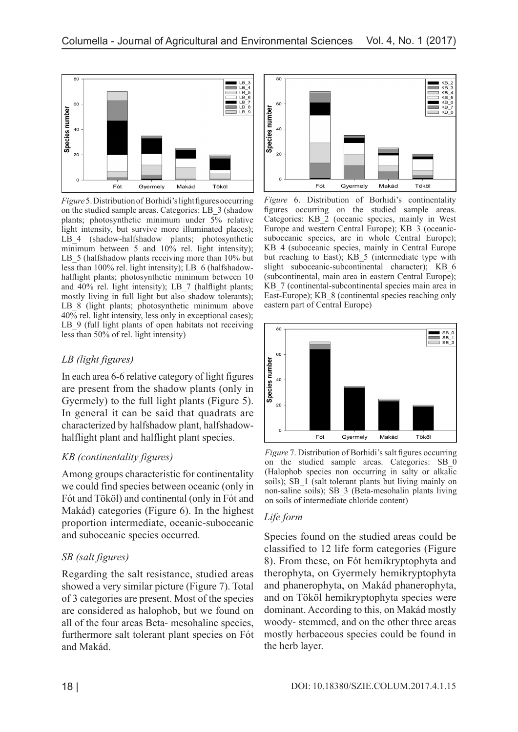*Figure* 5. Distribution of Borhidi's light figures occurring on the studied sample areas. Categories: LB_3 (shadow plants; photosynthetic minimum under 5% relative light intensity, but survive more illuminated places); LB_4 (shadow-halfshadow plants; photosynthetic minimum between 5 and 10% rel. light intensity); LB_5 (halfshadow plants receiving more than 10% but less than 100% rel. light intensity); LB_6 (halfshadow-halflight plants; photosynthetic minimum between 10 and 40% rel. light intensity); LB_7 (halflight plants; mostly living in full light but also shadow tolerants); LB_8 (light plants; photosynthetic minimum above 40% rel. light intensity, less only in exceptional cases); LB_9 (full light plants of open habitats not receiving less than 50% of rel. light intensity)

*Figure* 6. Distribution of Borhidi's continentality figures occurring on the studied sample areas. Categories: KB_2 (oceanic species, mainly in West Europe and western Central Europe); KB_3 (oceanic-suboceanic species, are in whole Central Europe); KB_4 (suboceanic species, mainly in Central Europe but reaching to East); KB_5 (intermediate type with slight suboceanic-subcontinental character); KB_6 (subcontinental, main area in eastern Central Europe); KB_7 (continental-subcontinental species main area in East-Europe); KB_8 (continental species reaching only eastern part of Central Europe)

### *LB (light figures)*

In each area 6-6 relative category of light figures are present from the shadow plants (only in Gyermely) to the full light plants (Figure 5). In general it can be said that quadrats are characterized by halfshadow plant, halfshadow-halflight plant and halflight plant species.

### *KB (continentality figures)*

Among groups characteristic for continentality we could find species between oceanic (only in Fót and Tököl) and continental (only in Fót and Makád) categories (Figure 6). In the highest proportion intermediate, oceanic-suboceanic and suboceanic species occurred.

### *SB (salt figures)*

Regarding the salt resistance, studied areas showed a very similar picture (Figure 7). Total of 3 categories are present. Most of the species are considered as halophob, but we found on all of the four areas Beta- mesohaline species, furthermore salt tolerant plant species on Fót and Makád.

*Figure* 7. Distribution of Borhidi's salt figures occurring on the studied sample areas. Categories: SB_0 (Halophob species non occurring in salty or alkalic soils); SB_1 (salt tolerant plants but living mainly on non-saline soils); SB_3 (Beta-mesohalin plants living on soils of intermediate chloride content)

### *Life form*

Species found on the studied areas could be classified to 12 life form categories (Figure 8). From these, on Fót hemikryptophyta and therophyta, on Gyermely hemikryptophyta and phanerophyta, on Makád phanerophyta, and on Tököl hemikryptophyta species were dominant. According to this, on Makád mostly woody- stemmed, and on the other three areas mostly herbaceous species could be found in the herb layer.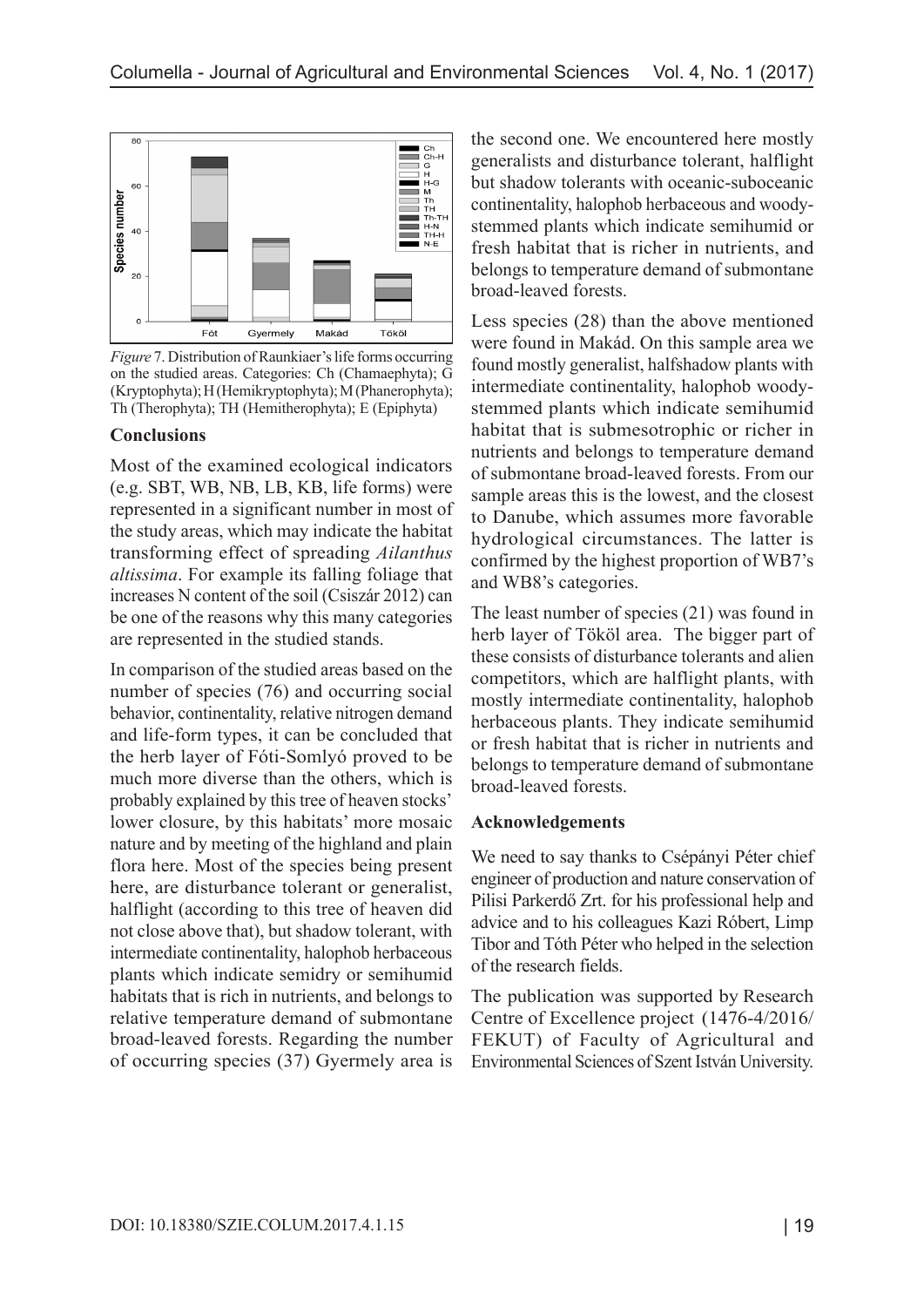*Figure* 7. Distribution of Raunkiaer's life forms occurring on the studied areas. Categories: Ch (Chamaephyta); G (Kryptophyta); H (Hemikryptophyta); M (Phanerophyta); Th (Therophyta); TH (Hemitherophyta); E (Epiphyta)

### Conclusions

Most of the examined ecological indicators (e.g. SBT, WB, NB, LB, KB, life forms) were represented in a significant number in most of the study areas, which may indicate the habitat transforming effect of spreading *Ailanthus altissima*. For example its falling foliage that increases N content of the soil (Csiszár 2012) can be one of the reasons why this many categories are represented in the studied stands.

In comparison of the studied areas based on the number of species (76) and occurring social behavior, continentality, relative nitrogen demand and life-form types, it can be concluded that the herb layer of Fóti-Somlyó proved to be much more diverse than the others, which is probably explained by this tree of heaven stocks' lower closure, by this habitats' more mosaic nature and by meeting of the highland and plain flora here. Most of the species being present here, are disturbance tolerant or generalist, halflight (according to this tree of heaven did not close above that), but shadow tolerant, with intermediate continentality, halophob herbaceous plants which indicate semidry or semihumid habitats that is rich in nutrients, and belongs to relative temperature demand of submontane broad-leaved forests. Regarding the number of occurring species (37) Gyermely area is the second one. We encountered here mostly generalists and disturbance tolerant, halflight but shadow tolerants with oceanic-suboceanic continentality, halophob herbaceous and woody-stemmed plants which indicate semihumid or fresh habitat that is richer in nutrients, and belongs to temperature demand of submontane broad-leaved forests.

Less species (28) than the above mentioned were found in Makád. On this sample area we found mostly generalist, halfshadow plants with intermediate continentality, halophob woody-stemmed plants which indicate semihumid habitat that is submesotrophic or richer in nutrients and belongs to temperature demand of submontane broad-leaved forests. From our sample areas this is the lowest, and the closest to Danube, which assumes more favorable hydrological circumstances. The latter is confirmed by the highest proportion of WB7's and WB8's categories.

The least number of species (21) was found in herb layer of Tököl area. The bigger part of these consists of disturbance tolerants and alien competitors, which are halflight plants, with mostly intermediate continentality, halophob herbaceous plants. They indicate semihumid or fresh habitat that is richer in nutrients and belongs to temperature demand of submontane broad-leaved forests.

### Acknowledgements

We need to say thanks to Csépányi Péter chief engineer of production and nature conservation of Pilisi Parkerdő Zrt. for his professional help and advice and to his colleagues Kazi Róbert, Limp Tibor and Tóth Péter who helped in the selection of the research fields.

The publication was supported by Research Centre of Excellence project (1476-4/2016/FEKUT) of Faculty of Agricultural and Environmental Sciences of Szent István University.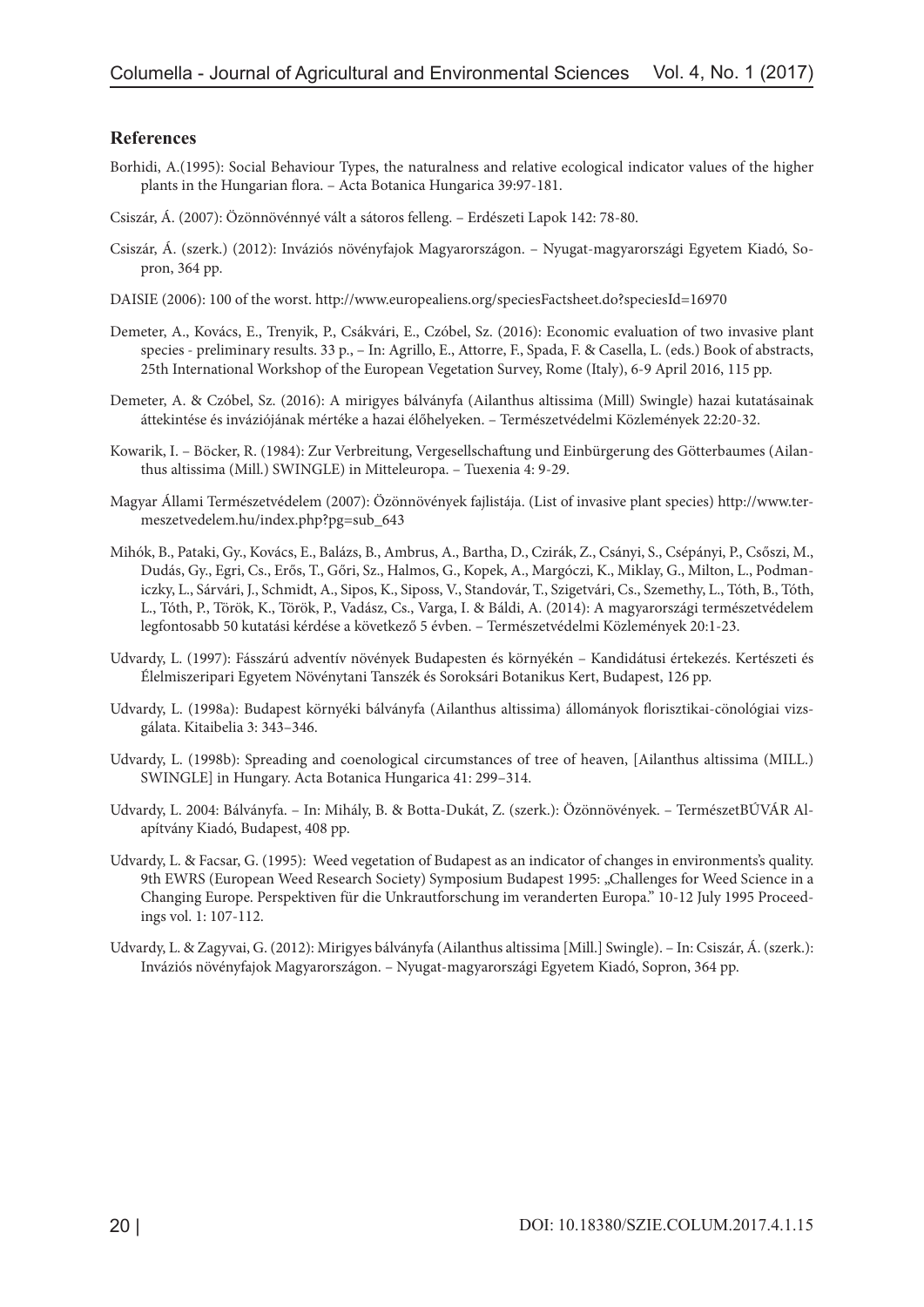## References

Borhidi, A.(1995): Social Behaviour Types, the naturalness and relative ecological indicator values of the higher plants in the Hungarian flora. – Acta Botanica Hungarica 39:97-181.

Csiszár, Á. (2007): Özönnövénnyé vált a sátoros felleng. – Erdészeti Lapok 142: 78-80.

Csiszár, Á. (szerk.) (2012): Inváziós növényfajok Magyarországon. – Nyugat-magyarországi Egyetem Kiadó, Sopron, 364 pp.

DAISIE (2006): 100 of the worst. http://www.europealiens.org/speciesFactsheet.do?speciesId=16970

Demeter, A., Kovács, E., Trenyik, P., Csákvári, E., Czóbel, Sz. (2016): Economic evaluation of two invasive plant species - preliminary results. 33 p., – In: Agrillo, E., Attorre, F., Spada, F. & Casella, L. (eds.) Book of abstracts, 25th International Workshop of the European Vegetation Survey, Rome (Italy), 6-9 April 2016, 115 pp.

Demeter, A. & Czóbel, Sz. (2016): A mirigyes bálványfa (Ailanthus altissima (Mill) Swingle) hazai kutatásainak áttekintése és inváziójának mértéke a hazai élőhelyeken. – Természetvédelmi Közlemények 22:20-32.

Kowarik, I. – Böcker, R. (1984): Zur Verbreitung, Vergesellschaftung und Einbürgerung des Götterbaumes (Ailanthus altissima (Mill.) SWINGLE) in Mitteleuropa. – Tuexenia 4: 9-29.

Magyar Állami Természetvédelem (2007): Özönnövények fajlistája. (List of invasive plant species) http://www.termeszetvedelem.hu/index.php?pg=sub_643

Mihók, B., Pataki, Gy., Kovács, E., Balázs, B., Ambrus, A., Bartha, D., Czirák, Z., Csányi, S., Csépányi, P., Csőszi, M., Dudás, Gy., Egri, Cs., Erős, T., Gőri, Sz., Halmos, G., Kopek, A., Margóczi, K., Miklay, G., Milton, L., Podmaniczky, L., Sárvári, J., Schmidt, A., Sipos, K., Siposs, V., Standovár, T., Szigetvári, Cs., Szemethy, L., Tóth, B., Tóth, L., Tóth, P., Török, K., Török, P., Vadász, Cs., Varga, I. & Báldi, A. (2014): A magyarországi természetvédelem legfontosabb 50 kutatási kérdése a következő 5 évben. – Természetvédelmi Közlemények 20:1-23.

Udvardy, L. (1997): Fásszárú adventív növények Budapesten és környékén – Kandidátusi értekezés. Kertészeti és Élelmiszeripari Egyetem Növénytani Tanszék és Soroksári Botanikus Kert, Budapest, 126 pp.

Udvardy, L. (1998a): Budapest környéki bálványfa (Ailanthus altissima) állományok florisztikai-cönológiai vizsgálata. Kitaibelia 3: 343–346.

Udvardy, L. (1998b): Spreading and coenological circumstances of tree of heaven, [Ailanthus altissima (MILL.) SWINGLE] in Hungary. Acta Botanica Hungarica 41: 299–314.

Udvardy, L. 2004: Bálványfa. – In: Mihály, B. & Botta-Dukát, Z. (szerk.): Özönnövények. – TermészetBÚVÁR Alapítvány Kiadó, Budapest, 408 pp.

Udvardy, L. & Facsar, G. (1995): Weed vegetation of Budapest as an indicator of changes in environments's quality. 9th EWRS (European Weed Research Society) Symposium Budapest 1995: „Challenges for Weed Science in a Changing Europe. Perspektiven für die Unkrautforschung im veranderten Europa." 10-12 July 1995 Proceedings vol. 1: 107-112.

Udvardy, L. & Zagyvai, G. (2012): Mirigyes bálványfa (Ailanthus altissima [Mill.] Swingle). – In: Csiszár, Á. (szerk.): Inváziós növényfajok Magyarországon. – Nyugat-magyarországi Egyetem Kiadó, Sopron, 364 pp.